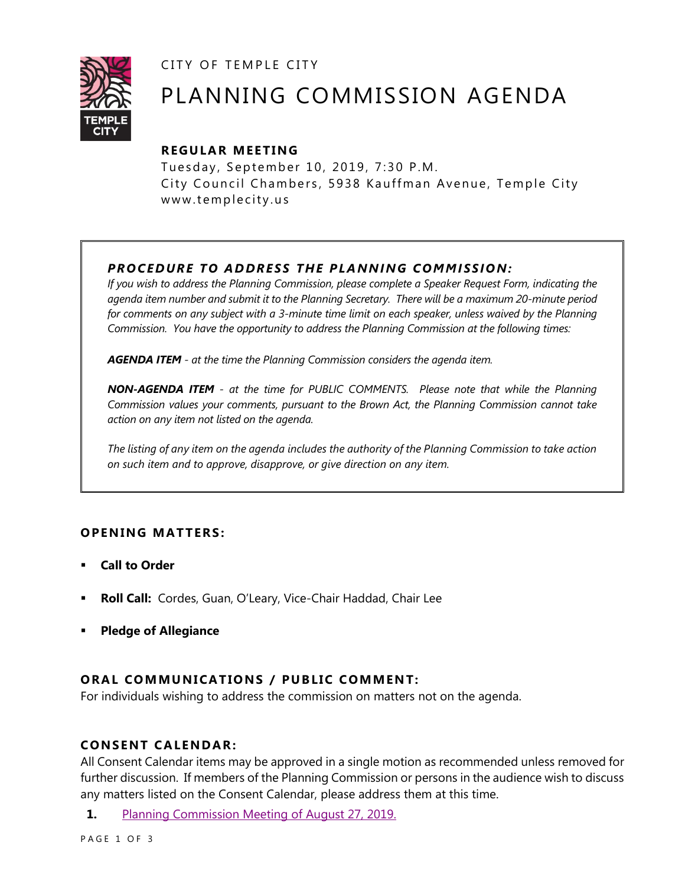CITY OF TEMPLE CITY

# PLANNING COMMISSION AGENDA

**REGULAR MEETING**

Tuesday, September 10, 2019, 7:30 P.M.
City Council Chambers, 5938 Kauffman Avenue, Temple City
www.templecity.us

---

***PROCEDURE TO ADDRESS THE PLANNING COMMISSION:***

*If you wish to address the Planning Commission, please complete a Speaker Request Form, indicating the agenda item number and submit it to the Planning Secretary. There will be a maximum 20-minute period for comments on any subject with a 3-minute time limit on each speaker, unless waived by the Planning Commission. You have the opportunity to address the Planning Commission at the following times:*

***AGENDA ITEM*** *- at the time the Planning Commission considers the agenda item.*

***NON-AGENDA ITEM*** *- at the time for PUBLIC COMMENTS. Please note that while the Planning Commission values your comments, pursuant to the Brown Act, the Planning Commission cannot take action on any item not listed on the agenda.*

*The listing of any item on the agenda includes the authority of the Planning Commission to take action on such item and to approve, disapprove, or give direction on any item.*

---

## OPENING MATTERS:

- **Call to Order**
- **Roll Call:** Cordes, Guan, O'Leary, Vice-Chair Haddad, Chair Lee
- **Pledge of Allegiance**

## ORAL COMMUNICATIONS / PUBLIC COMMENT:

For individuals wishing to address the commission on matters not on the agenda.

## CONSENT CALENDAR:

All Consent Calendar items may be approved in a single motion as recommended unless removed for further discussion. If members of the Planning Commission or persons in the audience wish to discuss any matters listed on the Consent Calendar, please address them at this time.

**1.** Planning Commission Meeting of August 27, 2019.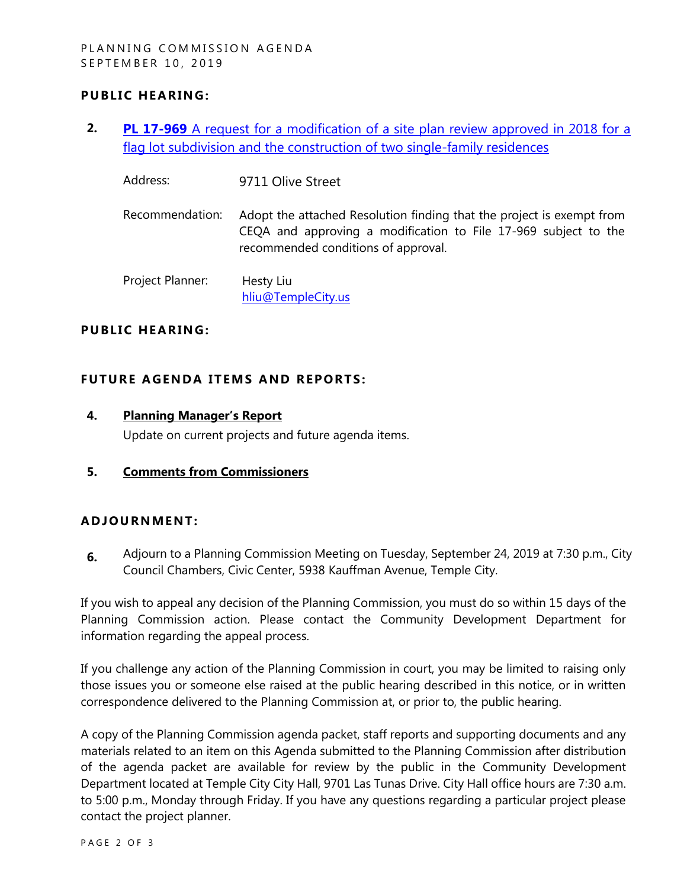## PUBLIC HEARING:

**2.** **PL 17-969** A request for a modification of a site plan review approved in 2018 for a flag lot subdivision and the construction of two single-family residences

Address: 9711 Olive Street

Recommendation: Adopt the attached Resolution finding that the project is exempt from CEQA and approving a modification to File 17-969 subject to the recommended conditions of approval.

Project Planner: Hesty Liu
hliu@TempleCity.us

## PUBLIC HEARING:

## FUTURE AGENDA ITEMS AND REPORTS:

**4.** **Planning Manager's Report**

Update on current projects and future agenda items.

**5.** **Comments from Commissioners**

## ADJOURNMENT:

**6.** Adjourn to a Planning Commission Meeting on Tuesday, September 24, 2019 at 7:30 p.m., City Council Chambers, Civic Center, 5938 Kauffman Avenue, Temple City.

If you wish to appeal any decision of the Planning Commission, you must do so within 15 days of the Planning Commission action. Please contact the Community Development Department for information regarding the appeal process.

If you challenge any action of the Planning Commission in court, you may be limited to raising only those issues you or someone else raised at the public hearing described in this notice, or in written correspondence delivered to the Planning Commission at, or prior to, the public hearing.

A copy of the Planning Commission agenda packet, staff reports and supporting documents and any materials related to an item on this Agenda submitted to the Planning Commission after distribution of the agenda packet are available for review by the public in the Community Development Department located at Temple City City Hall, 9701 Las Tunas Drive. City Hall office hours are 7:30 a.m. to 5:00 p.m., Monday through Friday. If you have any questions regarding a particular project please contact the project planner.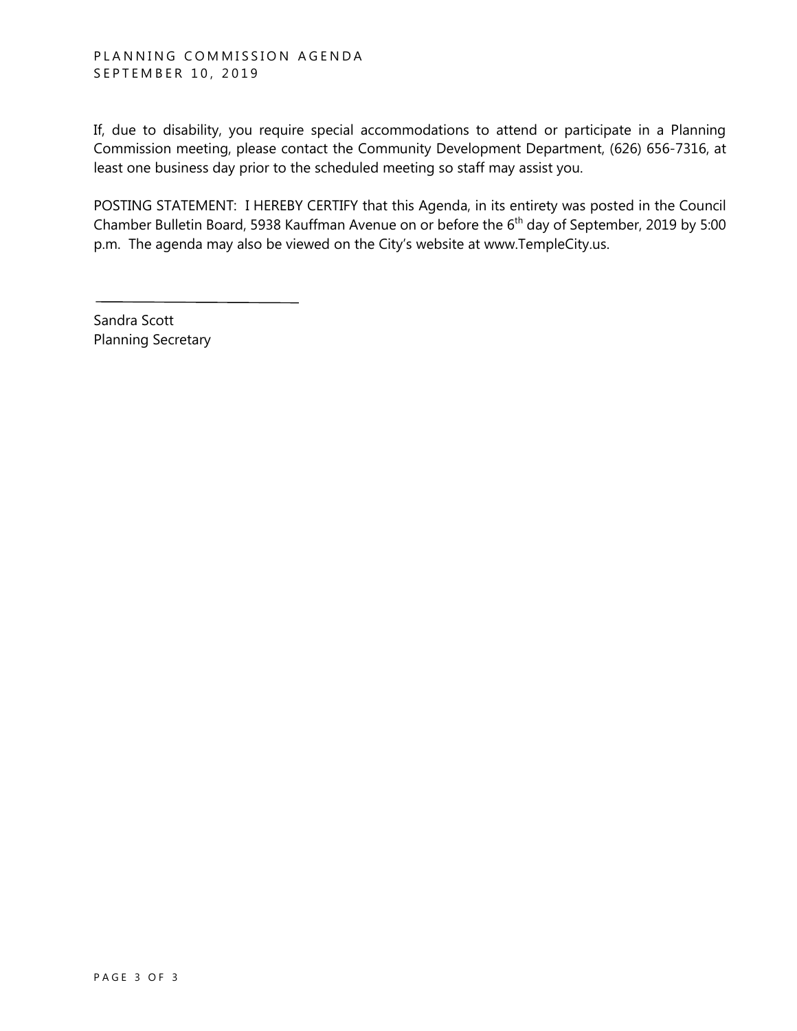If, due to disability, you require special accommodations to attend or participate in a Planning Commission meeting, please contact the Community Development Department, (626) 656-7316, at least one business day prior to the scheduled meeting so staff may assist you.

POSTING STATEMENT: I HEREBY CERTIFY that this Agenda, in its entirety was posted in the Council Chamber Bulletin Board, 5938 Kauffman Avenue on or before the 6th day of September, 2019 by 5:00 p.m. The agenda may also be viewed on the City's website at www.TempleCity.us.

\_\_\_\_\_\_\_\_\_\_\_\_\_\_\_\_\_\_\_\_\_\_\_\_\_\_\_\_\_\_

Sandra Scott  
Planning Secretary